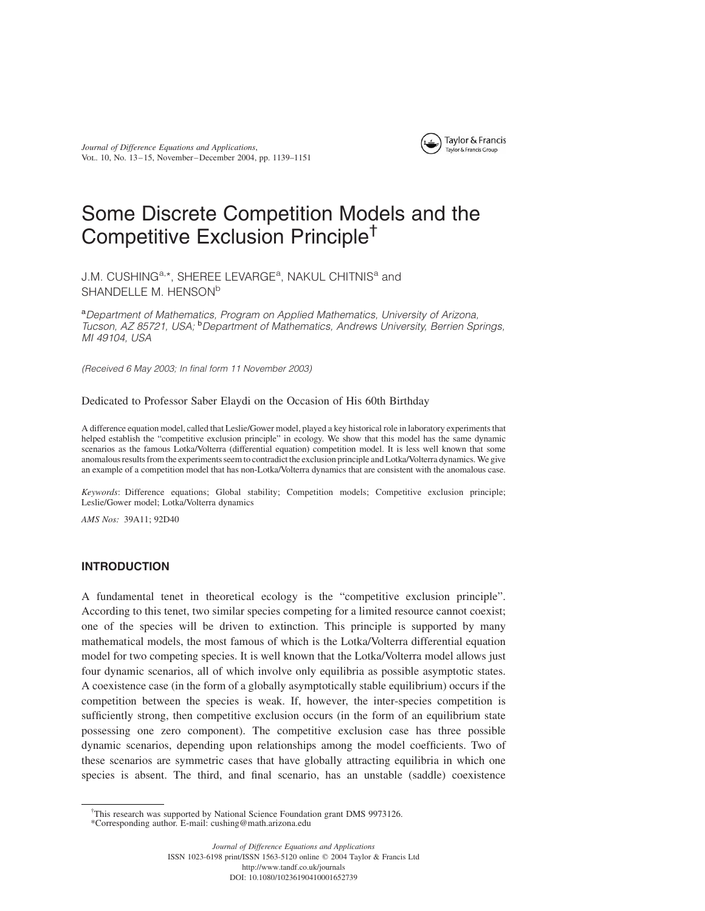# Some Discrete Competition Models and the Competitive Exclusion Principle[†]

J.M. CUSHING[a,*], SHEREE LEVARGE[a], NAKUL CHITNIS[a] and SHANDELLE M. HENSON[b]

[a]*Department of Mathematics, Program on Applied Mathematics, University of Arizona, Tucson, AZ 85721, USA;* [b]*Department of Mathematics, Andrews University, Berrien Springs, MI 49104, USA*

*(Received 6 May 2003; In final form 11 November 2003)*

Dedicated to Professor Saber Elaydi on the Occasion of His 60th Birthday

A difference equation model, called that Leslie/Gower model, played a key historical role in laboratory experiments that helped establish the "competitive exclusion principle" in ecology. We show that this model has the same dynamic scenarios as the famous Lotka/Volterra (differential equation) competition model. It is less well known that some anomalous results from the experiments seem to contradict the exclusion principle and Lotka/Volterra dynamics. We give an example of a competition model that has non-Lotka/Volterra dynamics that are consistent with the anomalous case.

*Keywords*: Difference equations; Global stability; Competition models; Competitive exclusion principle; Leslie/Gower model; Lotka/Volterra dynamics

*AMS Nos:* 39A11; 92D40

## INTRODUCTION

A fundamental tenet in theoretical ecology is the "competitive exclusion principle". According to this tenet, two similar species competing for a limited resource cannot coexist; one of the species will be driven to extinction. This principle is supported by many mathematical models, the most famous of which is the Lotka/Volterra differential equation model for two competing species. It is well known that the Lotka/Volterra model allows just four dynamic scenarios, all of which involve only equilibria as possible asymptotic states. A coexistence case (in the form of a globally asymptotically stable equilibrium) occurs if the competition between the species is weak. If, however, the inter-species competition is sufficiently strong, then competitive exclusion occurs (in the form of an equilibrium state possessing one zero component). The competitive exclusion case has three possible dynamic scenarios, depending upon relationships among the model coefficients. Two of these scenarios are symmetric cases that have globally attracting equilibria in which one species is absent. The third, and final scenario, has an unstable (saddle) coexistence

[†]This research was supported by National Science Foundation grant DMS 9973126.
*Corresponding author. E-mail: cushing@math.arizona.edu

Journal of Difference Equations and Applications
ISSN 1023-6198 print/ISSN 1563-5120 online © 2004 Taylor & Francis Ltd
http://www.tandf.co.uk/journals
DOI: 10.1080/10236190410001652739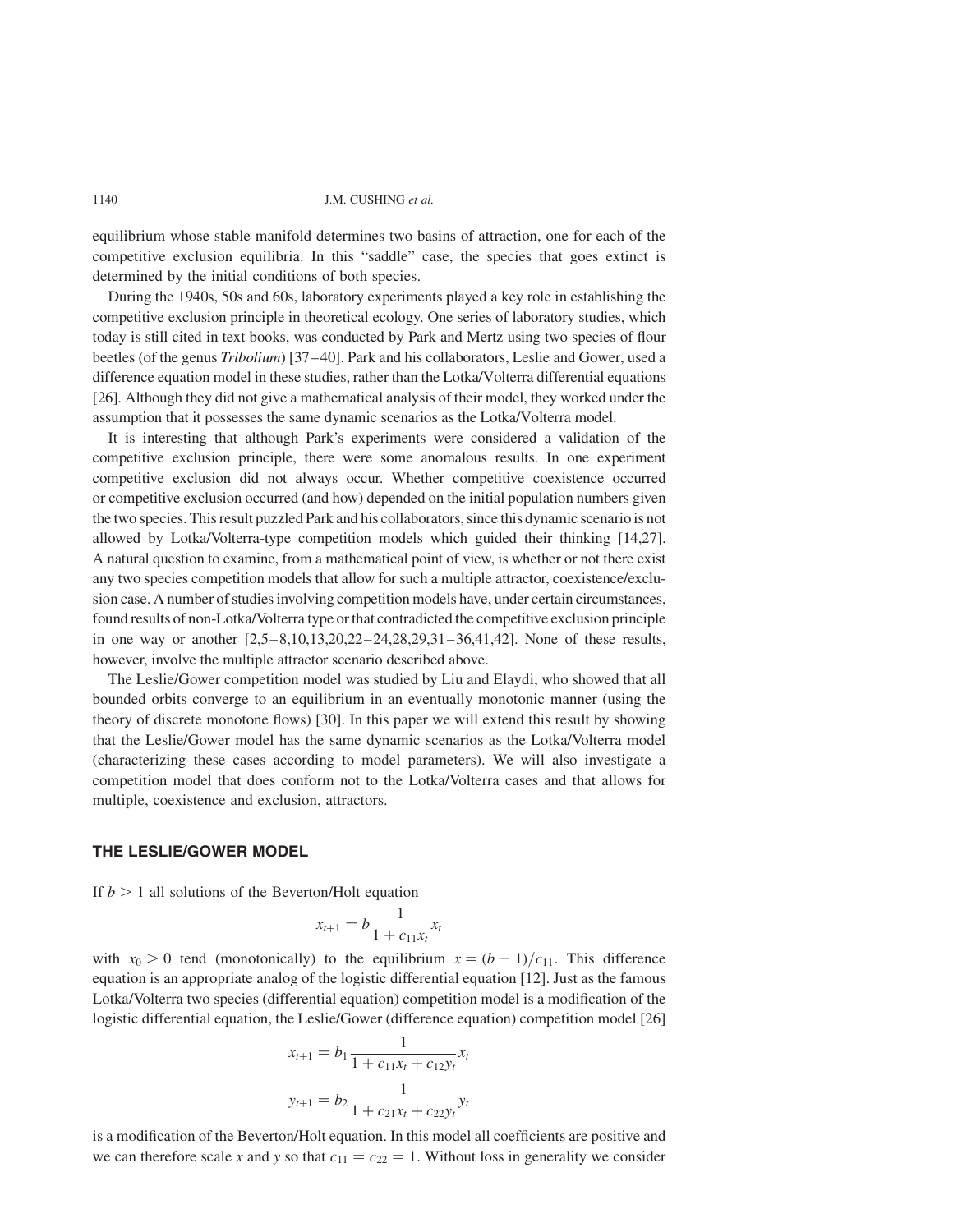equilibrium whose stable manifold determines two basins of attraction, one for each of the competitive exclusion equilibria. In this "saddle" case, the species that goes extinct is determined by the initial conditions of both species.

During the 1940s, 50s and 60s, laboratory experiments played a key role in establishing the competitive exclusion principle in theoretical ecology. One series of laboratory studies, which today is still cited in text books, was conducted by Park and Mertz using two species of flour beetles (of the genus *Tribolium*) [37–40]. Park and his collaborators, Leslie and Gower, used a difference equation model in these studies, rather than the Lotka/Volterra differential equations [26]. Although they did not give a mathematical analysis of their model, they worked under the assumption that it possesses the same dynamic scenarios as the Lotka/Volterra model.

It is interesting that although Park's experiments were considered a validation of the competitive exclusion principle, there were some anomalous results. In one experiment competitive exclusion did not always occur. Whether competitive coexistence occurred or competitive exclusion occurred (and how) depended on the initial population numbers given the two species. This result puzzled Park and his collaborators, since this dynamic scenario is not allowed by Lotka/Volterra-type competition models which guided their thinking [14,27]. A natural question to examine, from a mathematical point of view, is whether or not there exist any two species competition models that allow for such a multiple attractor, coexistence/exclusion case. A number of studies involving competition models have, under certain circumstances, found results of non-Lotka/Volterra type or that contradicted the competitive exclusion principle in one way or another [2,5–8,10,13,20,22–24,28,29,31–36,41,42]. None of these results, however, involve the multiple attractor scenario described above.

The Leslie/Gower competition model was studied by Liu and Elaydi, who showed that all bounded orbits converge to an equilibrium in an eventually monotonic manner (using the theory of discrete monotone flows) [30]. In this paper we will extend this result by showing that the Leslie/Gower model has the same dynamic scenarios as the Lotka/Volterra model (characterizing these cases according to model parameters). We will also investigate a competition model that does conform not to the Lotka/Volterra cases and that allows for multiple, coexistence and exclusion, attractors.

## THE LESLIE/GOWER MODEL

If $b > 1$ all solutions of the Beverton/Holt equation

$$x_{t+1} = b \frac{1}{1 + c_{11} x_t} x_t$$

with $x_0 > 0$ tend (monotonically) to the equilibrium $x = (b - 1)/c_{11}$. This difference equation is an appropriate analog of the logistic differential equation [12]. Just as the famous Lotka/Volterra two species (differential equation) competition model is a modification of the logistic differential equation, the Leslie/Gower (difference equation) competition model [26]

$$x_{t+1} = b_1 \frac{1}{1 + c_{11} x_t + c_{12} y_t} x_t$$

$$y_{t+1} = b_2 \frac{1}{1 + c_{21} x_t + c_{22} y_t} y_t$$

is a modification of the Beverton/Holt equation. In this model all coefficients are positive and we can therefore scale $x$ and $y$ so that $c_{11} = c_{22} = 1$. Without loss in generality we consider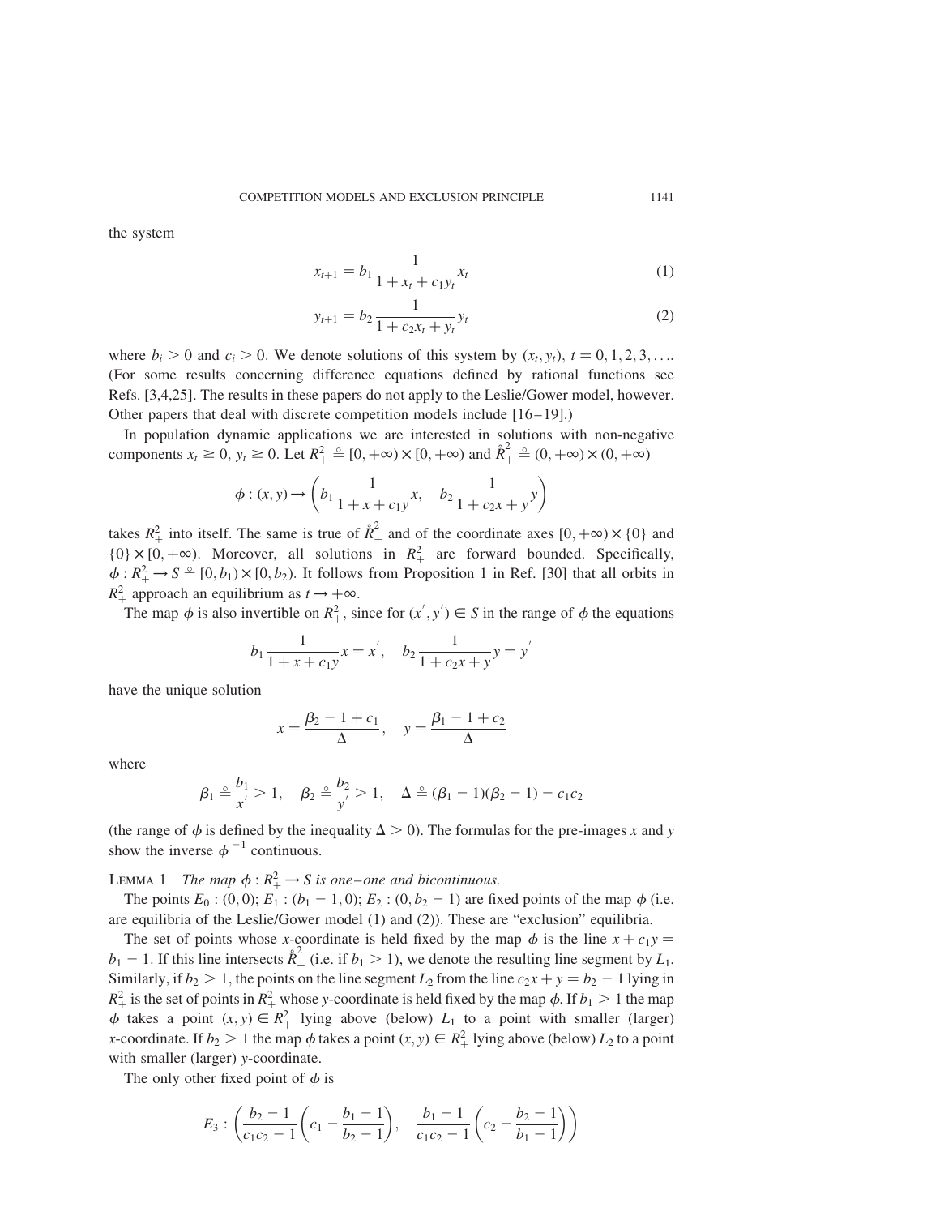the system

$$x_{t+1} = b_1 \frac{1}{1 + x_t + c_1 y_t} x_t \tag{1}$$

$$y_{t+1} = b_2 \frac{1}{1 + c_2 x_t + y_t} y_t \tag{2}$$

where $b_i > 0$ and $c_i > 0$. We denote solutions of this system by $(x_t, y_t)$, $t = 0, 1, 2, 3, \ldots$. (For some results concerning difference equations defined by rational functions see Refs. [3,4,25]. The results in these papers do not apply to the Leslie/Gower model, however. Other papers that deal with discrete competition models include [16–19].)

In population dynamic applications we are interested in solutions with non-negative components $x_t \geq 0$, $y_t \geq 0$. Let $R_+^2 \doteq [0, +\infty) \times [0, +\infty)$ and $\mathring{R}_+^2 \doteq (0, +\infty) \times (0, +\infty)$

$$\phi : (x, y) \to \left( b_1 \frac{1}{1 + x + c_1 y} x, \quad b_2 \frac{1}{1 + c_2 x + y} y \right)$$

takes $R_+^2$ into itself. The same is true of $\mathring{R}_+^2$ and of the coordinate axes $[0, +\infty) \times \{0\}$ and $\{0\} \times [0, +\infty)$. Moreover, all solutions in $R_+^2$ are forward bounded. Specifically, $\phi : R_+^2 \to S \doteq [0, b_1) \times [0, b_2)$. It follows from Proposition 1 in Ref. [30] that all orbits in $R_+^2$ approach an equilibrium as $t \to +\infty$.

The map $\phi$ is also invertible on $R_+^2$, since for $(x', y') \in S$ in the range of $\phi$ the equations

$$b_1 \frac{1}{1 + x + c_1 y} x = x', \quad b_2 \frac{1}{1 + c_2 x + y} y = y'$$

have the unique solution

$$x = \frac{\beta_2 - 1 + c_1}{\Delta}, \quad y = \frac{\beta_1 - 1 + c_2}{\Delta}$$

where

$$\beta_1 \doteq \frac{b_1}{x'} > 1, \quad \beta_2 \doteq \frac{b_2}{y'} > 1, \quad \Delta \doteq (\beta_1 - 1)(\beta_2 - 1) - c_1 c_2$$

(the range of $\phi$ is defined by the inequality $\Delta > 0$). The formulas for the pre-images $x$ and $y$ show the inverse $\phi^{-1}$ continuous.

LEMMA 1 *The map $\phi : R_+^2 \to S$ is one–one and bicontinuous.*

The points $E_0 : (0, 0)$; $E_1 : (b_1 - 1, 0)$; $E_2 : (0, b_2 - 1)$ are fixed points of the map $\phi$ (i.e. are equilibria of the Leslie/Gower model (1) and (2)). These are "exclusion" equilibria.

The set of points whose $x$-coordinate is held fixed by the map $\phi$ is the line $x + c_1 y = b_1 - 1$. If this line intersects $\mathring{R}_+^2$ (i.e. if $b_1 > 1$), we denote the resulting line segment by $L_1$. Similarly, if $b_2 > 1$, the points on the line segment $L_2$ from the line $c_2 x + y = b_2 - 1$ lying in $R_+^2$ is the set of points in $R_+^2$ whose $y$-coordinate is held fixed by the map $\phi$. If $b_1 > 1$ the map $\phi$ takes a point $(x, y) \in R_+^2$ lying above (below) $L_1$ to a point with smaller (larger) $x$-coordinate. If $b_2 > 1$ the map $\phi$ takes a point $(x, y) \in R_+^2$ lying above (below) $L_2$ to a point with smaller (larger) $y$-coordinate.

The only other fixed point of $\phi$ is

$$E_3 : \left( \frac{b_2 - 1}{c_1 c_2 - 1} \left( c_1 - \frac{b_1 - 1}{b_2 - 1} \right), \quad \frac{b_1 - 1}{c_1 c_2 - 1} \left( c_2 - \frac{b_2 - 1}{b_1 - 1} \right) \right)$$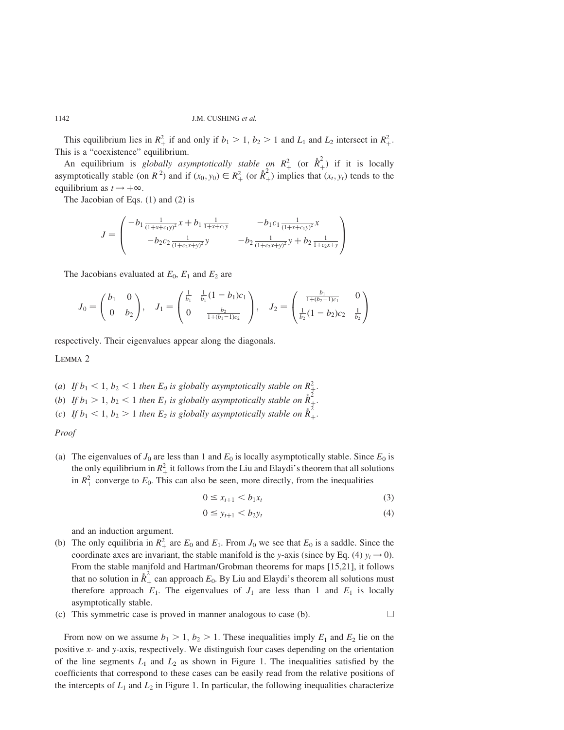This equilibrium lies in $R_+^2$ if and only if $b_1 > 1$, $b_2 > 1$ and $L_1$ and $L_2$ intersect in $R_+^2$. This is a "coexistence" equilibrium.

An equilibrium is *globally asymptotically stable on* $R_+^2$ (or $\mathring{R}_+^2$) if it is locally asymptotically stable (on $R^2$) and if $(x_0, y_0) \in R_+^2$ (or $\mathring{R}_+^2$) implies that $(x_t, y_t)$ tends to the equilibrium as $t \to +\infty$.

The Jacobian of Eqs. (1) and (2) is

$$J = \begin{pmatrix} -b_1 \frac{1}{(1+x+c_1 y)^2} x + b_1 \frac{1}{1+x+c_1 y} & -b_1 c_1 \frac{1}{(1+x+c_1 y)^2} x \\ -b_2 c_2 \frac{1}{(1+c_2 x+y)^2} y & -b_2 \frac{1}{(1+c_2 x+y)^2} y + b_2 \frac{1}{1+c_2 x+y} \end{pmatrix}$$

The Jacobians evaluated at $E_0$, $E_1$ and $E_2$ are

$$J_0 = \begin{pmatrix} b_1 & 0 \\ 0 & b_2 \end{pmatrix}, \quad J_1 = \begin{pmatrix} \frac{1}{b_1} & \frac{1}{b_1}(1-b_1)c_1 \\ 0 & \frac{b_2}{1+(b_1-1)c_2} \end{pmatrix}, \quad J_2 = \begin{pmatrix} \frac{b_1}{1+(b_2-1)c_1} & 0 \\ \frac{1}{b_2}(1-b_2)c_2 & \frac{1}{b_2} \end{pmatrix}$$

respectively. Their eigenvalues appear along the diagonals.

LEMMA 2

(*a*) *If* $b_1 < 1$, $b_2 < 1$ *then* $E_0$ *is globally asymptotically stable on* $R_+^2$.
(*b*) *If* $b_1 > 1$, $b_2 < 1$ *then* $E_1$ *is globally asymptotically stable on* $\mathring{R}_+^2$.
(*c*) *If* $b_1 < 1$, $b_2 > 1$ *then* $E_2$ *is globally asymptotically stable on* $\mathring{R}_+^2$.

*Proof*

(a) The eigenvalues of $J_0$ are less than 1 and $E_0$ is locally asymptotically stable. Since $E_0$ is the only equilibrium in $R_+^2$ it follows from the Liu and Elaydi's theorem that all solutions in $R_+^2$ converge to $E_0$. This can also be seen, more directly, from the inequalities

$$0 \leq x_{t+1} < b_1 x_t \tag{3}$$

$$0 \leq y_{t+1} < b_2 y_t \tag{4}$$

and an induction argument.

(b) The only equilibria in $R_+^2$ are $E_0$ and $E_1$. From $J_0$ we see that $E_0$ is a saddle. Since the coordinate axes are invariant, the stable manifold is the $y$-axis (since by Eq. (4) $y_t \to 0$). From the stable manifold and Hartman/Grobman theorems for maps [15,21], it follows that no solution in $\mathring{R}_+^2$ can approach $E_0$. By Liu and Elaydi's theorem all solutions must therefore approach $E_1$. The eigenvalues of $J_1$ are less than 1 and $E_1$ is locally asymptotically stable.

(c) This symmetric case is proved in manner analogous to case (b). □

From now on we assume $b_1 > 1$, $b_2 > 1$. These inequalities imply $E_1$ and $E_2$ lie on the positive $x$- and $y$-axis, respectively. We distinguish four cases depending on the orientation of the line segments $L_1$ and $L_2$ as shown in Figure 1. The inequalities satisfied by the coefficients that correspond to these cases can be easily read from the relative positions of the intercepts of $L_1$ and $L_2$ in Figure 1. In particular, the following inequalities characterize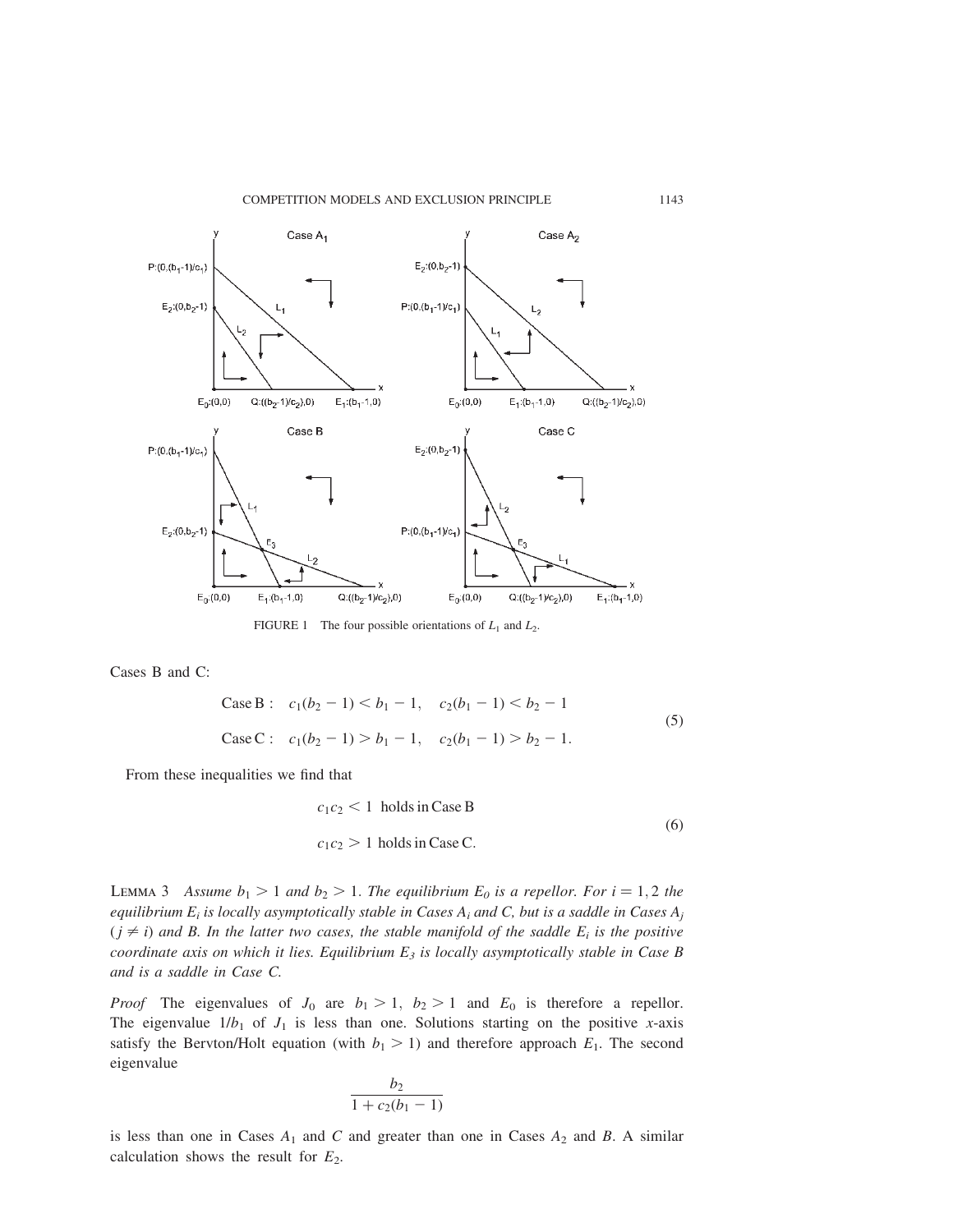FIGURE 1 The four possible orientations of $L_1$ and $L_2$.

Cases B and C:

$$
\begin{aligned}
&\text{Case B}: \quad c_1(b_2 - 1) < b_1 - 1, \quad c_2(b_1 - 1) < b_2 - 1 \\
&\text{Case C}: \quad c_1(b_2 - 1) > b_1 - 1, \quad c_2(b_1 - 1) > b_2 - 1.
\end{aligned} \tag{5}
$$

From these inequalities we find that

$$
\begin{aligned}
&c_1 c_2 < 1 \ \text{ holds in Case B} \\
&c_1 c_2 > 1 \ \text{ holds in Case C.}
\end{aligned} \tag{6}
$$

Lemma 3 *Assume $b_1 > 1$ and $b_2 > 1$. The equilibrium $E_0$ is a repellor. For $i = 1, 2$ the equilibrium $E_i$ is locally asymptotically stable in Cases $A_i$ and C, but is a saddle in Cases $A_j$ ($j \neq i$) and B. In the latter two cases, the stable manifold of the saddle $E_i$ is the positive coordinate axis on which it lies. Equilibrium $E_3$ is locally asymptotically stable in Case B and is a saddle in Case C.*

*Proof* The eigenvalues of $J_0$ are $b_1 > 1$, $b_2 > 1$ and $E_0$ is therefore a repellor. The eigenvalue $1/b_1$ of $J_1$ is less than one. Solutions starting on the positive $x$-axis satisfy the Bervton/Holt equation (with $b_1 > 1$) and therefore approach $E_1$. The second eigenvalue

$$
\frac{b_2}{1 + c_2(b_1 - 1)}
$$

is less than one in Cases $A_1$ and $C$ and greater than one in Cases $A_2$ and $B$. A similar calculation shows the result for $E_2$.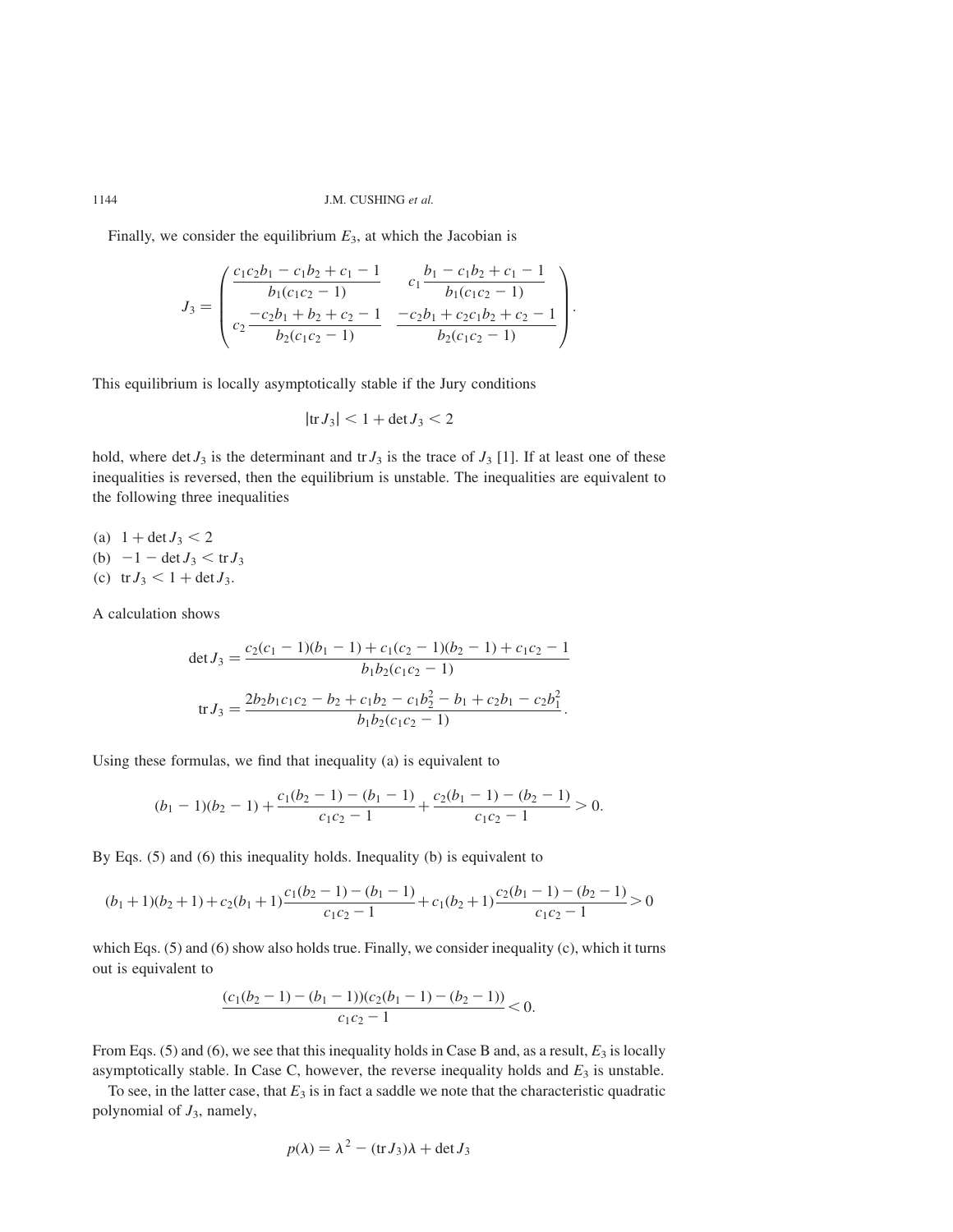Finally, we consider the equilibrium $E_3$, at which the Jacobian is

$$J_3 = \begin{pmatrix} \dfrac{c_1c_2b_1 - c_1b_2 + c_1 - 1}{b_1(c_1c_2 - 1)} & c_1\dfrac{b_1 - c_1b_2 + c_1 - 1}{b_1(c_1c_2 - 1)} \\ c_2\dfrac{-c_2b_1 + b_2 + c_2 - 1}{b_2(c_1c_2 - 1)} & \dfrac{-c_2b_1 + c_2c_1b_2 + c_2 - 1}{b_2(c_1c_2 - 1)} \end{pmatrix}.$$

This equilibrium is locally asymptotically stable if the Jury conditions

$$|\mathrm{tr}\, J_3| < 1 + \det J_3 < 2$$

hold, where $\det J_3$ is the determinant and $\mathrm{tr}\, J_3$ is the trace of $J_3$ [1]. If at least one of these inequalities is reversed, then the equilibrium is unstable. The inequalities are equivalent to the following three inequalities

(a) $1 + \det J_3 < 2$
(b) $-1 - \det J_3 < \mathrm{tr}\, J_3$
(c) $\mathrm{tr}\, J_3 < 1 + \det J_3$.

A calculation shows

$$\det J_3 = \frac{c_2(c_1 - 1)(b_1 - 1) + c_1(c_2 - 1)(b_2 - 1) + c_1c_2 - 1}{b_1b_2(c_1c_2 - 1)}$$

$$\mathrm{tr}\, J_3 = \frac{2b_2b_1c_1c_2 - b_2 + c_1b_2 - c_1b_2^2 - b_1 + c_2b_1 - c_2b_1^2}{b_1b_2(c_1c_2 - 1)}.$$

Using these formulas, we find that inequality (a) is equivalent to

$$(b_1 - 1)(b_2 - 1) + \frac{c_1(b_2 - 1) - (b_1 - 1)}{c_1c_2 - 1} + \frac{c_2(b_1 - 1) - (b_2 - 1)}{c_1c_2 - 1} > 0.$$

By Eqs. (5) and (6) this inequality holds. Inequality (b) is equivalent to

$$(b_1 + 1)(b_2 + 1) + c_2(b_1 + 1)\frac{c_1(b_2 - 1) - (b_1 - 1)}{c_1c_2 - 1} + c_1(b_2 + 1)\frac{c_2(b_1 - 1) - (b_2 - 1)}{c_1c_2 - 1} > 0$$

which Eqs. (5) and (6) show also holds true. Finally, we consider inequality (c), which it turns out is equivalent to

$$\frac{(c_1(b_2 - 1) - (b_1 - 1))(c_2(b_1 - 1) - (b_2 - 1))}{c_1c_2 - 1} < 0.$$

From Eqs. (5) and (6), we see that this inequality holds in Case B and, as a result, $E_3$ is locally asymptotically stable. In Case C, however, the reverse inequality holds and $E_3$ is unstable.

To see, in the latter case, that $E_3$ is in fact a saddle we note that the characteristic quadratic polynomial of $J_3$, namely,

$$p(\lambda) = \lambda^2 - (\mathrm{tr}\, J_3)\lambda + \det J_3$$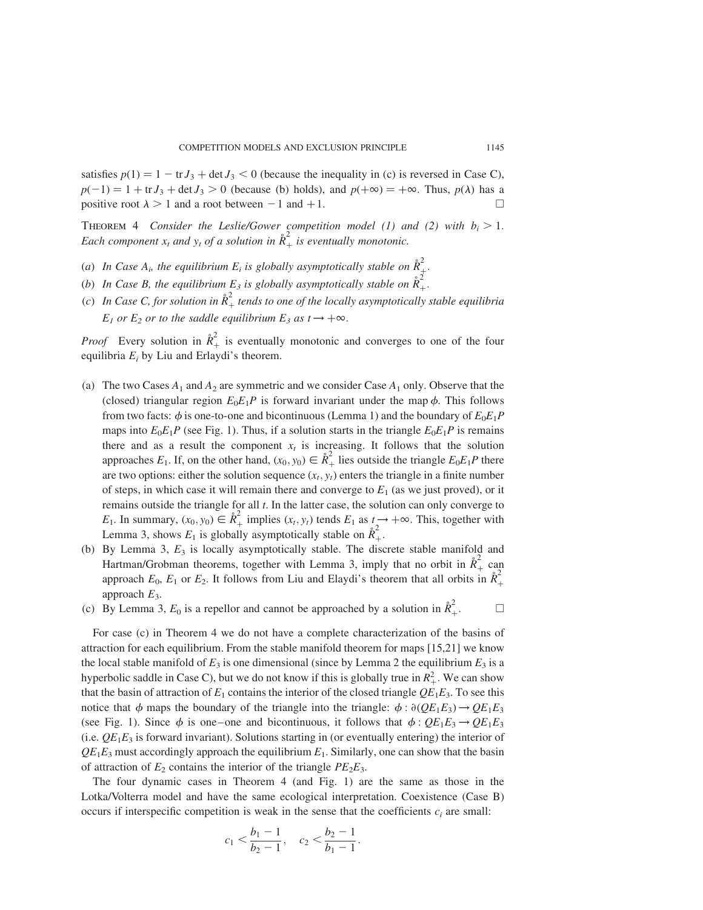satisfies $p(1) = 1 - \operatorname{tr} J_3 + \det J_3 < 0$ (because the inequality in (c) is reversed in Case C), $p(-1) = 1 + \operatorname{tr} J_3 + \det J_3 > 0$ (because (b) holds), and $p(+\infty) = +\infty$. Thus, $p(\lambda)$ has a positive root $\lambda > 1$ and a root between $-1$ and $+1$. □

THEOREM 4 *Consider the Leslie/Gower competition model (1) and (2) with $b_i > 1$. Each component $x_t$ and $y_t$ of a solution in $\mathring{R}_+^2$ is eventually monotonic.*

(*a*) *In Case $A_i$, the equilibrium $E_i$ is globally asymptotically stable on $\mathring{R}_+^2$.*
(*b*) *In Case B, the equilibrium $E_3$ is globally asymptotically stable on $\mathring{R}_+^2$.*
(*c*) *In Case C, for solution in $\mathring{R}_+^2$ tends to one of the locally asymptotically stable equilibria $E_1$ or $E_2$ or to the saddle equilibrium $E_3$ as $t \to +\infty$.*

*Proof* Every solution in $\mathring{R}_+^2$ is eventually monotonic and converges to one of the four equilibria $E_i$ by Liu and Erlaydi's theorem.

(a) The two Cases $A_1$ and $A_2$ are symmetric and we consider Case $A_1$ only. Observe that the (closed) triangular region $E_0E_1P$ is forward invariant under the map $\phi$. This follows from two facts: $\phi$ is one-to-one and bicontinuous (Lemma 1) and the boundary of $E_0E_1P$ maps into $E_0E_1P$ (see Fig. 1). Thus, if a solution starts in the triangle $E_0E_1P$ is remains there and as a result the component $x_t$ is increasing. It follows that the solution approaches $E_1$. If, on the other hand, $(x_0, y_0) \in \mathring{R}_+^2$ lies outside the triangle $E_0E_1P$ there are two options: either the solution sequence $(x_t, y_t)$ enters the triangle in a finite number of steps, in which case it will remain there and converge to $E_1$ (as we just proved), or it remains outside the triangle for all $t$. In the latter case, the solution can only converge to $E_1$. In summary, $(x_0, y_0) \in \mathring{R}_+^2$ implies $(x_t, y_t)$ tends $E_1$ as $t \to +\infty$. This, together with Lemma 3, shows $E_1$ is globally asymptotically stable on $\mathring{R}_+^2$.
(b) By Lemma 3, $E_3$ is locally asymptotically stable. The discrete stable manifold and Hartman/Grobman theorems, together with Lemma 3, imply that no orbit in $\mathring{R}_+^2$ can approach $E_0$, $E_1$ or $E_2$. It follows from Liu and Elaydi's theorem that all orbits in $\mathring{R}_+^2$ approach $E_3$.
(c) By Lemma 3, $E_0$ is a repellor and cannot be approached by a solution in $\mathring{R}_+^2$. □

For case (c) in Theorem 4 we do not have a complete characterization of the basins of attraction for each equilibrium. From the stable manifold theorem for maps [15,21] we know the local stable manifold of $E_3$ is one dimensional (since by Lemma 2 the equilibrium $E_3$ is a hyperbolic saddle in Case C), but we do not know if this is globally true in $R_+^2$. We can show that the basin of attraction of $E_1$ contains the interior of the closed triangle $QE_1E_3$. To see this notice that $\phi$ maps the boundary of the triangle into the triangle: $\phi : \partial(QE_1E_3) \to QE_1E_3$ (see Fig. 1). Since $\phi$ is one–one and bicontinuous, it follows that $\phi : QE_1E_3 \to QE_1E_3$ (i.e. $QE_1E_3$ is forward invariant). Solutions starting in (or eventually entering) the interior of $QE_1E_3$ must accordingly approach the equilibrium $E_1$. Similarly, one can show that the basin of attraction of $E_2$ contains the interior of the triangle $PE_2E_3$.

The four dynamic cases in Theorem 4 (and Fig. 1) are the same as those in the Lotka/Volterra model and have the same ecological interpretation. Coexistence (Case B) occurs if interspecific competition is weak in the sense that the coefficients $c_i$ are small:

$$c_1 < \frac{b_1 - 1}{b_2 - 1}, \quad c_2 < \frac{b_2 - 1}{b_1 - 1}.$$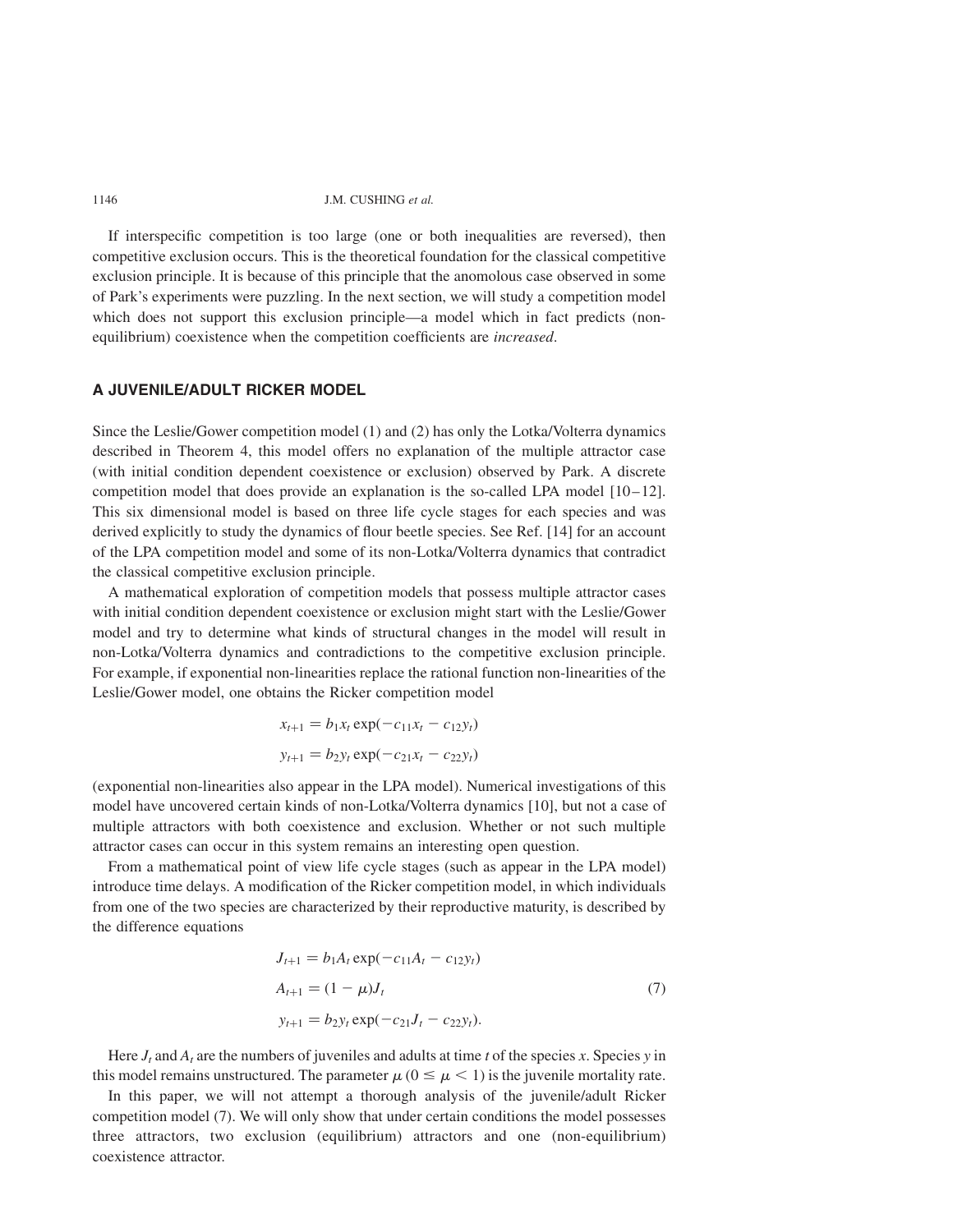If interspecific competition is too large (one or both inequalities are reversed), then competitive exclusion occurs. This is the theoretical foundation for the classical competitive exclusion principle. It is because of this principle that the anomolous case observed in some of Park's experiments were puzzling. In the next section, we will study a competition model which does not support this exclusion principle—a model which in fact predicts (non-equilibrium) coexistence when the competition coefficients are *increased*.

## A JUVENILE/ADULT RICKER MODEL

Since the Leslie/Gower competition model (1) and (2) has only the Lotka/Volterra dynamics described in Theorem 4, this model offers no explanation of the multiple attractor case (with initial condition dependent coexistence or exclusion) observed by Park. A discrete competition model that does provide an explanation is the so-called LPA model [10–12]. This six dimensional model is based on three life cycle stages for each species and was derived explicitly to study the dynamics of flour beetle species. See Ref. [14] for an account of the LPA competition model and some of its non-Lotka/Volterra dynamics that contradict the classical competitive exclusion principle.

A mathematical exploration of competition models that possess multiple attractor cases with initial condition dependent coexistence or exclusion might start with the Leslie/Gower model and try to determine what kinds of structural changes in the model will result in non-Lotka/Volterra dynamics and contradictions to the competitive exclusion principle. For example, if exponential non-linearities replace the rational function non-linearities of the Leslie/Gower model, one obtains the Ricker competition model

$$x_{t+1} = b_1 x_t \exp(-c_{11} x_t - c_{12} y_t)$$

$$y_{t+1} = b_2 y_t \exp(-c_{21} x_t - c_{22} y_t)$$

(exponential non-linearities also appear in the LPA model). Numerical investigations of this model have uncovered certain kinds of non-Lotka/Volterra dynamics [10], but not a case of multiple attractors with both coexistence and exclusion. Whether or not such multiple attractor cases can occur in this system remains an interesting open question.

From a mathematical point of view life cycle stages (such as appear in the LPA model) introduce time delays. A modification of the Ricker competition model, in which individuals from one of the two species are characterized by their reproductive maturity, is described by the difference equations

$$\begin{aligned} J_{t+1} &= b_1 A_t \exp(-c_{11} A_t - c_{12} y_t) \\ A_{t+1} &= (1 - \mu) J_t \\ y_{t+1} &= b_2 y_t \exp(-c_{21} J_t - c_{22} y_t). \end{aligned} \tag{7}$$

Here $J_t$ and $A_t$ are the numbers of juveniles and adults at time $t$ of the species $x$. Species $y$ in this model remains unstructured. The parameter $\mu$ $(0 \leq \mu < 1)$ is the juvenile mortality rate.

In this paper, we will not attempt a thorough analysis of the juvenile/adult Ricker competition model (7). We will only show that under certain conditions the model possesses three attractors, two exclusion (equilibrium) attractors and one (non-equilibrium) coexistence attractor.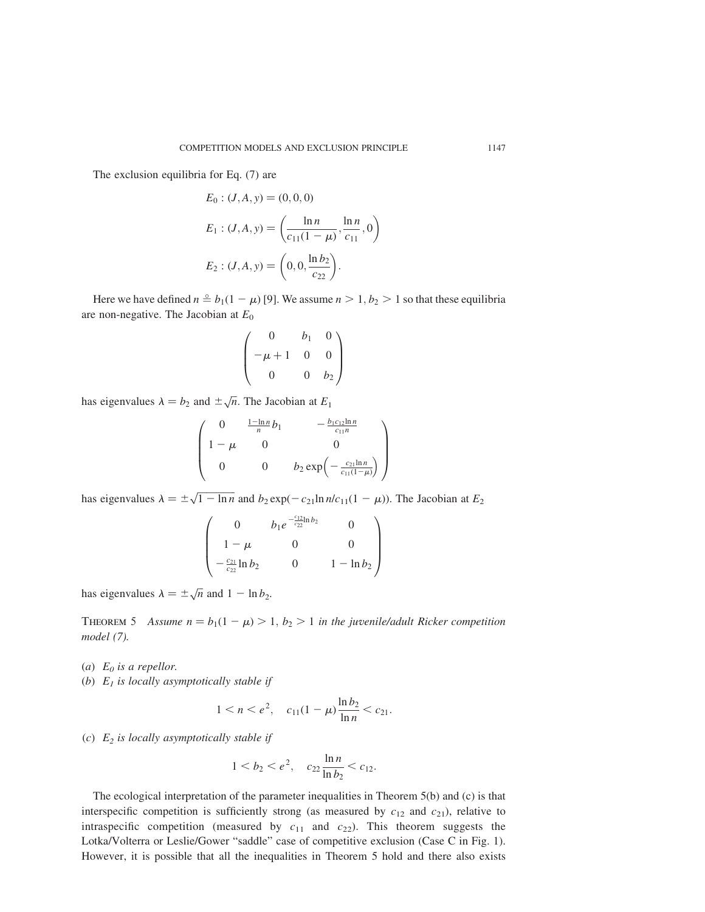The exclusion equilibria for Eq. (7) are

$$E_0 : (J, A, y) = (0, 0, 0)$$

$$E_1 : (J, A, y) = \left( \frac{\ln n}{c_{11}(1 - \mu)}, \frac{\ln n}{c_{11}}, 0 \right)$$

$$E_2 : (J, A, y) = \left( 0, 0, \frac{\ln b_2}{c_{22}} \right).$$

Here we have defined $n \triangleq b_1(1 - \mu)$ [9]. We assume $n > 1$, $b_2 > 1$ so that these equilibria are non-negative. The Jacobian at $E_0$

$$\begin{pmatrix} 0 & b_1 & 0 \\ -\mu + 1 & 0 & 0 \\ 0 & 0 & b_2 \end{pmatrix}$$

has eigenvalues $\lambda = b_2$ and $\pm\sqrt{n}$. The Jacobian at $E_1$

$$\begin{pmatrix} 0 & \frac{1 - \ln n}{n} b_1 & -\frac{b_1 c_{12} \ln n}{c_{11} n} \\ 1 - \mu & 0 & 0 \\ 0 & 0 & b_2 \exp\left( -\frac{c_{21} \ln n}{c_{11}(1 - \mu)} \right) \end{pmatrix}$$

has eigenvalues $\lambda = \pm\sqrt{1 - \ln n}$ and $b_2 \exp(-c_{21} \ln n / c_{11}(1 - \mu))$. The Jacobian at $E_2$

$$\begin{pmatrix} 0 & b_1 e^{-\frac{c_{12}}{c_{22}} \ln b_2} & 0 \\ 1 - \mu & 0 & 0 \\ -\frac{c_{21}}{c_{22}} \ln b_2 & 0 & 1 - \ln b_2 \end{pmatrix}$$

has eigenvalues $\lambda = \pm\sqrt{n}$ and $1 - \ln b_2$.

THEOREM 5 *Assume $n = b_1(1 - \mu) > 1$, $b_2 > 1$ in the juvenile/adult Ricker competition model (7).*

(*a*) *$E_0$ is a repellor.*

(*b*) *$E_1$ is locally asymptotically stable if*

$$1 < n < e^2, \quad c_{11}(1 - \mu) \frac{\ln b_2}{\ln n} < c_{21}.$$

(*c*) *$E_2$ is locally asymptotically stable if*

$$1 < b_2 < e^2, \quad c_{22} \frac{\ln n}{\ln b_2} < c_{12}.$$

The ecological interpretation of the parameter inequalities in Theorem 5(b) and (c) is that interspecific competition is sufficiently strong (as measured by $c_{12}$ and $c_{21}$), relative to intraspecific competition (measured by $c_{11}$ and $c_{22}$). This theorem suggests the Lotka/Volterra or Leslie/Gower "saddle" case of competitive exclusion (Case C in Fig. 1). However, it is possible that all the inequalities in Theorem 5 hold and there also exists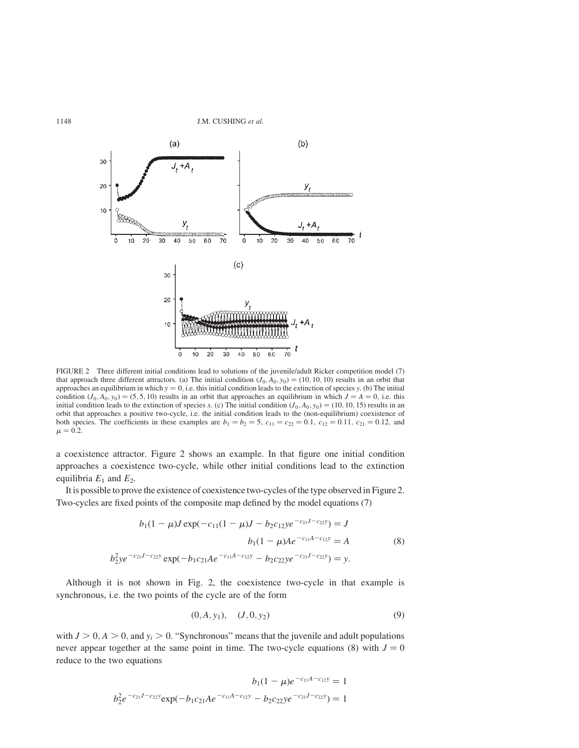FIGURE 2 Three different initial conditions lead to solutions of the juvenile/adult Ricker competition model (7) that approach three different attractors. (a) The initial condition $(J_0, A_0, y_0) = (10, 10, 10)$ results in an orbit that approaches an equilibrium in which $y = 0$, i.e. this initial condition leads to the extinction of species $y$. (b) The initial condition $(J_0, A_0, y_0) = (5, 5, 10)$ results in an orbit that approaches an equilibrium in which $J = A = 0$, i.e. this initial condition leads to the extinction of species $x$. (c) The initial condition $(J_0, A_0, y_0) = (10, 10, 15)$ results in an orbit that approaches a positive two-cycle, i.e. the initial condition leads to the (non-equilibrium) coexistence of both species. The coefficients in these examples are $b_1 = b_2 = 5$, $c_{11} = c_{22} = 0.1$, $c_{12} = 0.11$, $c_{21} = 0.12$, and $\mu = 0.2$.

a coexistence attractor. Figure 2 shows an example. In that figure one initial condition approaches a coexistence two-cycle, while other initial conditions lead to the extinction equilibria $E_1$ and $E_2$.

It is possible to prove the existence of coexistence two-cycles of the type observed in Figure 2. Two-cycles are fixed points of the composite map defined by the model equations (7)

$$
\begin{aligned}
b_1(1-\mu)J\exp(-c_{11}(1-\mu)J - b_2c_{12}ye^{-c_{21}J-c_{22}y}) &= J \\
b_1(1-\mu)Ae^{-c_{11}A-c_{12}y} &= A \\
b_2^2 ye^{-c_{21}J-c_{22}y}\exp(-b_1c_{21}Ae^{-c_{11}A-c_{12}y} - b_2c_{22}ye^{-c_{21}J-c_{22}y}) &= y.
\end{aligned}
\tag{8}
$$

Although it is not shown in Fig. 2, the coexistence two-cycle in that example is synchronous, i.e. the two points of the cycle are of the form

$$
(0, A, y_1), \quad (J, 0, y_2) \tag{9}
$$

with $J > 0, A > 0$, and $y_i > 0$. "Synchronous" means that the juvenile and adult populations never appear together at the same point in time. The two-cycle equations (8) with $J = 0$ reduce to the two equations

$$
\begin{aligned}
b_1(1-\mu)e^{-c_{11}A-c_{12}y} &= 1 \\
b_2^2 e^{-c_{21}J-c_{22}y}\exp(-b_1c_{21}Ae^{-c_{11}A-c_{12}y} - b_2c_{22}ye^{-c_{21}J-c_{22}y}) &= 1
\end{aligned}
$$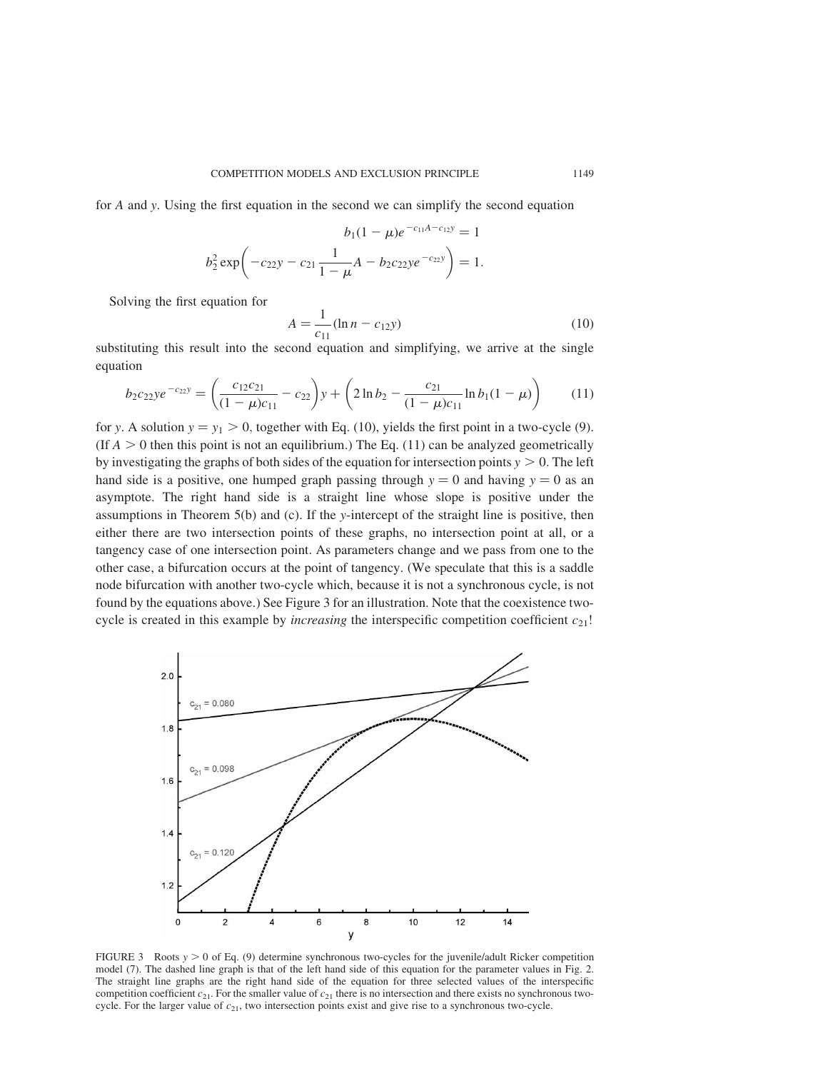for $A$ and $y$. Using the first equation in the second we can simplify the second equation

$$b_1(1-\mu)e^{-c_{11}A-c_{12}y} = 1$$

$$b_2^2 \exp\left(-c_{22}y - c_{21}\frac{1}{1-\mu}A - b_2 c_{22} y e^{-c_{22}y}\right) = 1.$$

Solving the first equation for

$$A = \frac{1}{c_{11}}(\ln n - c_{12}y) \tag{10}$$

substituting this result into the second equation and simplifying, we arrive at the single equation

$$b_2 c_{22} y e^{-c_{22}y} = \left(\frac{c_{12}c_{21}}{(1-\mu)c_{11}} - c_{22}\right)y + \left(2\ln b_2 - \frac{c_{21}}{(1-\mu)c_{11}}\ln b_1(1-\mu)\right) \tag{11}$$

for $y$. A solution $y = y_1 > 0$, together with Eq. (10), yields the first point in a two-cycle (9). (If $A > 0$ then this point is not an equilibrium.) The Eq. (11) can be analyzed geometrically by investigating the graphs of both sides of the equation for intersection points $y > 0$. The left hand side is a positive, one humped graph passing through $y = 0$ and having $y = 0$ as an asymptote. The right hand side is a straight line whose slope is positive under the assumptions in Theorem 5(b) and (c). If the $y$-intercept of the straight line is positive, then either there are two intersection points of these graphs, no intersection point at all, or a tangency case of one intersection point. As parameters change and we pass from one to the other case, a bifurcation occurs at the point of tangency. (We speculate that this is a saddle node bifurcation with another two-cycle which, because it is not a synchronous cycle, is not found by the equations above.) See Figure 3 for an illustration. Note that the coexistence two-cycle is created in this example by *increasing* the interspecific competition coefficient $c_{21}$!

FIGURE 3 Roots $y > 0$ of Eq. (9) determine synchronous two-cycles for the juvenile/adult Ricker competition model (7). The dashed line graph is that of the left hand side of this equation for the parameter values in Fig. 2. The straight line graphs are the right hand side of the equation for three selected values of the interspecific competition coefficient $c_{21}$. For the smaller value of $c_{21}$ there is no intersection and there exists no synchronous two-cycle. For the larger value of $c_{21}$, two intersection points exist and give rise to a synchronous two-cycle.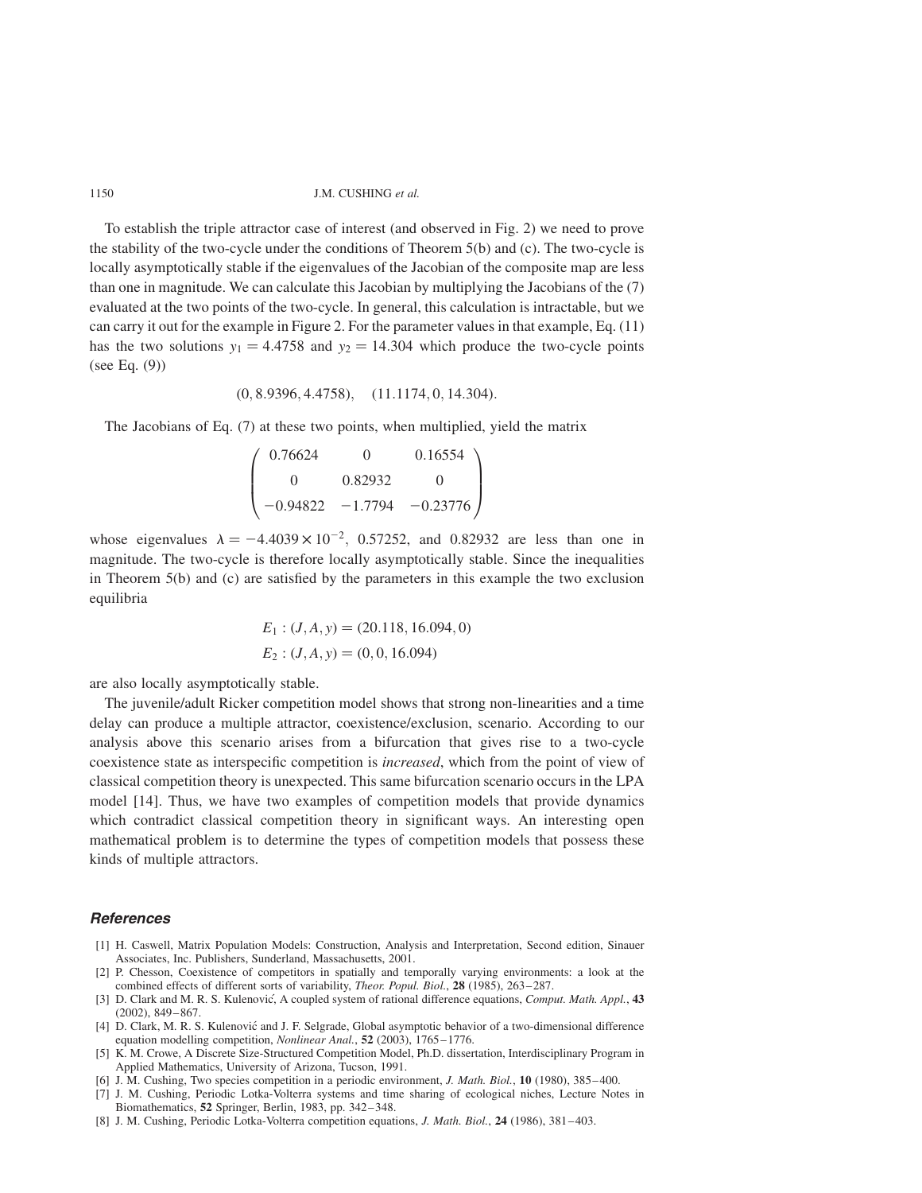To establish the triple attractor case of interest (and observed in Fig. 2) we need to prove the stability of the two-cycle under the conditions of Theorem 5(b) and (c). The two-cycle is locally asymptotically stable if the eigenvalues of the Jacobian of the composite map are less than one in magnitude. We can calculate this Jacobian by multiplying the Jacobians of the (7) evaluated at the two points of the two-cycle. In general, this calculation is intractable, but we can carry it out for the example in Figure 2. For the parameter values in that example, Eq. (11) has the two solutions $y_1 = 4.4758$ and $y_2 = 14.304$ which produce the two-cycle points (see Eq. (9))

$$(0, 8.9396, 4.4758), \quad (11.1174, 0, 14.304).$$

The Jacobians of Eq. (7) at these two points, when multiplied, yield the matrix

$$\begin{pmatrix} 0.76624 & 0 & 0.16554 \\ 0 & 0.82932 & 0 \\ -0.94822 & -1.7794 & -0.23776 \end{pmatrix}$$

whose eigenvalues $\lambda = -4.4039 \times 10^{-2}$, 0.57252, and 0.82932 are less than one in magnitude. The two-cycle is therefore locally asymptotically stable. Since the inequalities in Theorem 5(b) and (c) are satisfied by the parameters in this example the two exclusion equilibria

$$E_1 : (J, A, y) = (20.118, 16.094, 0)$$
$$E_2 : (J, A, y) = (0, 0, 16.094)$$

are also locally asymptotically stable.

The juvenile/adult Ricker competition model shows that strong non-linearities and a time delay can produce a multiple attractor, coexistence/exclusion, scenario. According to our analysis above this scenario arises from a bifurcation that gives rise to a two-cycle coexistence state as interspecific competition is *increased*, which from the point of view of classical competition theory is unexpected. This same bifurcation scenario occurs in the LPA model [14]. Thus, we have two examples of competition models that provide dynamics which contradict classical competition theory in significant ways. An interesting open mathematical problem is to determine the types of competition models that possess these kinds of multiple attractors.

## References

[1] H. Caswell, Matrix Population Models: Construction, Analysis and Interpretation, Second edition, Sinauer Associates, Inc. Publishers, Sunderland, Massachusetts, 2001.

[2] P. Chesson, Coexistence of competitors in spatially and temporally varying environments: a look at the combined effects of different sorts of variability, *Theor. Popul. Biol.*, **28** (1985), 263–287.

[3] D. Clark and M. R. S. Kulenović, A coupled system of rational difference equations, *Comput. Math. Appl.*, **43** (2002), 849–867.

[4] D. Clark, M. R. S. Kulenović and J. F. Selgrade, Global asymptotic behavior of a two-dimensional difference equation modelling competition, *Nonlinear Anal.*, **52** (2003), 1765–1776.

[5] K. M. Crowe, A Discrete Size-Structured Competition Model, Ph.D. dissertation, Interdisciplinary Program in Applied Mathematics, University of Arizona, Tucson, 1991.

[6] J. M. Cushing, Two species competition in a periodic environment, *J. Math. Biol.*, **10** (1980), 385–400.

[7] J. M. Cushing, Periodic Lotka-Volterra systems and time sharing of ecological niches, Lecture Notes in Biomathematics, **52** Springer, Berlin, 1983, pp. 342–348.

[8] J. M. Cushing, Periodic Lotka-Volterra competition equations, *J. Math. Biol.*, **24** (1986), 381–403.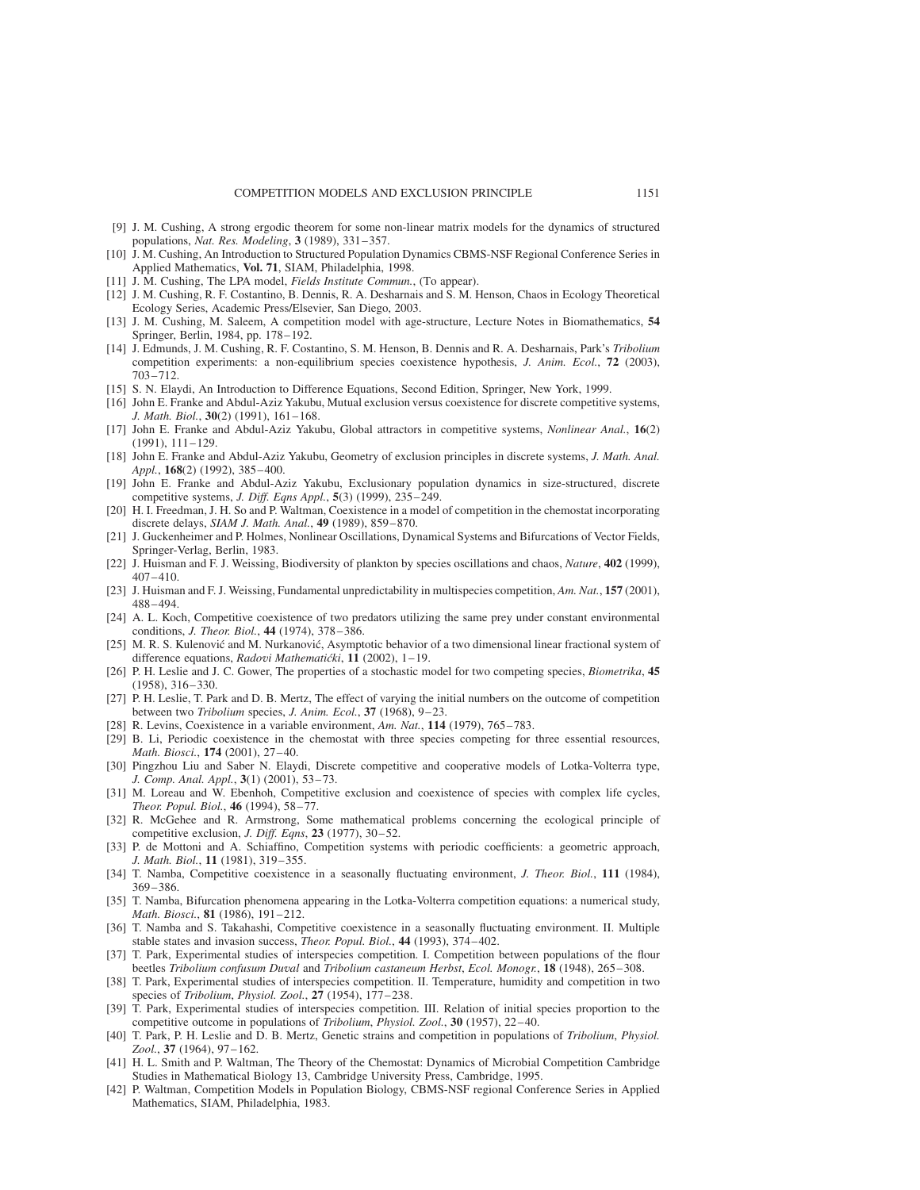[9] J. M. Cushing, A strong ergodic theorem for some non-linear matrix models for the dynamics of structured populations, *Nat. Res. Modeling*, **3** (1989), 331–357.

[10] J. M. Cushing, An Introduction to Structured Population Dynamics CBMS-NSF Regional Conference Series in Applied Mathematics, **Vol. 71**, SIAM, Philadelphia, 1998.

[11] J. M. Cushing, The LPA model, *Fields Institute Commun.*, (To appear).

[12] J. M. Cushing, R. F. Costantino, B. Dennis, R. A. Desharnais and S. M. Henson, Chaos in Ecology Theoretical Ecology Series, Academic Press/Elsevier, San Diego, 2003.

[13] J. M. Cushing, M. Saleem, A competition model with age-structure, Lecture Notes in Biomathematics, **54** Springer, Berlin, 1984, pp. 178–192.

[14] J. Edmunds, J. M. Cushing, R. F. Costantino, S. M. Henson, B. Dennis and R. A. Desharnais, Park's *Tribolium* competition experiments: a non-equilibrium species coexistence hypothesis, *J. Anim. Ecol.*, **72** (2003), 703–712.

[15] S. N. Elaydi, An Introduction to Difference Equations, Second Edition, Springer, New York, 1999.

[16] John E. Franke and Abdul-Aziz Yakubu, Mutual exclusion versus coexistence for discrete competitive systems, *J. Math. Biol.*, **30**(2) (1991), 161–168.

[17] John E. Franke and Abdul-Aziz Yakubu, Global attractors in competitive systems, *Nonlinear Anal.*, **16**(2) (1991), 111–129.

[18] John E. Franke and Abdul-Aziz Yakubu, Geometry of exclusion principles in discrete systems, *J. Math. Anal. Appl.*, **168**(2) (1992), 385–400.

[19] John E. Franke and Abdul-Aziz Yakubu, Exclusionary population dynamics in size-structured, discrete competitive systems, *J. Diff. Eqns Appl.*, **5**(3) (1999), 235–249.

[20] H. I. Freedman, J. H. So and P. Waltman, Coexistence in a model of competition in the chemostat incorporating discrete delays, *SIAM J. Math. Anal.*, **49** (1989), 859–870.

[21] J. Guckenheimer and P. Holmes, Nonlinear Oscillations, Dynamical Systems and Bifurcations of Vector Fields, Springer-Verlag, Berlin, 1983.

[22] J. Huisman and F. J. Weissing, Biodiversity of plankton by species oscillations and chaos, *Nature*, **402** (1999), 407–410.

[23] J. Huisman and F. J. Weissing, Fundamental unpredictability in multispecies competition, *Am. Nat.*, **157** (2001), 488–494.

[24] A. L. Koch, Competitive coexistence of two predators utilizing the same prey under constant environmental conditions, *J. Theor. Biol.*, **44** (1974), 378–386.

[25] M. R. S. Kulenović and M. Nurkanović, Asymptotic behavior of a two dimensional linear fractional system of difference equations, *Radovi Mathematički*, **11** (2002), 1–19.

[26] P. H. Leslie and J. C. Gower, The properties of a stochastic model for two competing species, *Biometrika*, **45** (1958), 316–330.

[27] P. H. Leslie, T. Park and D. B. Mertz, The effect of varying the initial numbers on the outcome of competition between two *Tribolium* species, *J. Anim. Ecol.*, **37** (1968), 9–23.

[28] R. Levins, Coexistence in a variable environment, *Am. Nat.*, **114** (1979), 765–783.

[29] B. Li, Periodic coexistence in the chemostat with three species competing for three essential resources, *Math. Biosci.*, **174** (2001), 27–40.

[30] Pingzhou Liu and Saber N. Elaydi, Discrete competitive and cooperative models of Lotka-Volterra type, *J. Comp. Anal. Appl.*, **3**(1) (2001), 53–73.

[31] M. Loreau and W. Ebenhoh, Competitive exclusion and coexistence of species with complex life cycles, *Theor. Popul. Biol.*, **46** (1994), 58–77.

[32] R. McGehee and R. Armstrong, Some mathematical problems concerning the ecological principle of competitive exclusion, *J. Diff. Eqns*, **23** (1977), 30–52.

[33] P. de Mottoni and A. Schiaffino, Competition systems with periodic coefficients: a geometric approach, *J. Math. Biol.*, **11** (1981), 319–355.

[34] T. Namba, Competitive coexistence in a seasonally fluctuating environment, *J. Theor. Biol.*, **111** (1984), 369–386.

[35] T. Namba, Bifurcation phenomena appearing in the Lotka-Volterra competition equations: a numerical study, *Math. Biosci.*, **81** (1986), 191–212.

[36] T. Namba and S. Takahashi, Competitive coexistence in a seasonally fluctuating environment. II. Multiple stable states and invasion success, *Theor. Popul. Biol.*, **44** (1993), 374–402.

[37] T. Park, Experimental studies of interspecies competition. I. Competition between populations of the flour beetles *Tribolium confusum Duval* and *Tribolium castaneum Herbst*, *Ecol. Monogr.*, **18** (1948), 265–308.

[38] T. Park, Experimental studies of interspecies competition. II. Temperature, humidity and competition in two species of *Tribolium*, *Physiol. Zool.*, **27** (1954), 177–238.

[39] T. Park, Experimental studies of interspecies competition. III. Relation of initial species proportion to the competitive outcome in populations of *Tribolium*, *Physiol. Zool.*, **30** (1957), 22–40.

[40] T. Park, P. H. Leslie and D. B. Mertz, Genetic strains and competition in populations of *Tribolium*, *Physiol. Zool.*, **37** (1964), 97–162.

[41] H. L. Smith and P. Waltman, The Theory of the Chemostat: Dynamics of Microbial Competition Cambridge Studies in Mathematical Biology 13, Cambridge University Press, Cambridge, 1995.

[42] P. Waltman, Competition Models in Population Biology, CBMS-NSF regional Conference Series in Applied Mathematics, SIAM, Philadelphia, 1983.